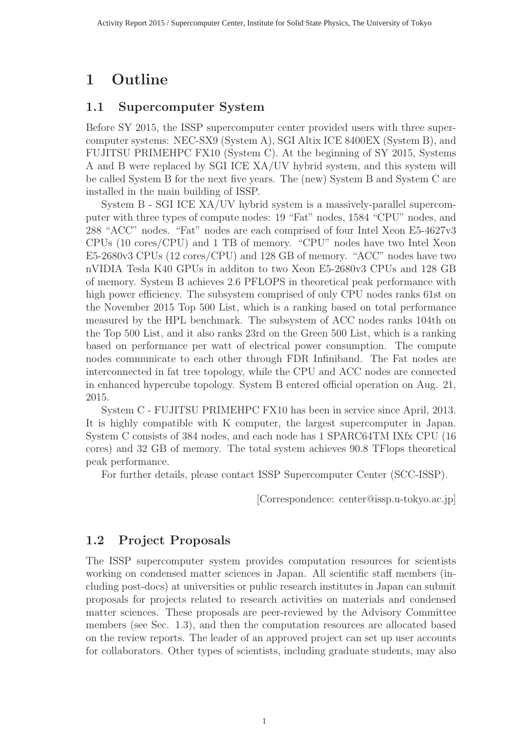// Omit running header "Activity Report 2015 / Supercomputer Center..."
# 1 Outline

## 1.1 Supercomputer System

Before SY 2015, the ISSP supercomputer center provided users with three supercomputer systems: NEC-SX9 (System A), SGI Altix ICE 8400EX (System B), and FUJITSU PRIMEHPC FX10 (System C). At the beginning of SY 2015, Systems A and B were replaced by SGI ICE XA/UV hybrid system, and this system will be called System B for the next five years. The (new) System B and System C are installed in the main building of ISSP.

System B - SGI ICE XA/UV hybrid system is a massively-parallel supercomputer with three types of compute nodes: 19 "Fat" nodes, 1584 "CPU" nodes, and 288 "ACC" nodes. "Fat" nodes are each comprised of four Intel Xeon E5-4627v3 CPUs (10 cores/CPU) and 1 TB of memory. "CPU" nodes have two Intel Xeon E5-2680v3 CPUs (12 cores/CPU) and 128 GB of memory. "ACC" nodes have two nVIDIA Tesla K40 GPUs in additon to two Xeon E5-2680v3 CPUs and 128 GB of memory. System B achieves 2.6 PFLOPS in theoretical peak performance with high power efficiency. The subsystem comprised of only CPU nodes ranks 61st on the November 2015 Top 500 List, which is a ranking based on total performance measured by the HPL benchmark. The subsystem of ACC nodes ranks 104th on the Top 500 List, and it also ranks 23rd on the Green 500 List, which is a ranking based on performance per watt of electrical power consumption. The compute nodes communicate to each other through FDR Infiniband. The Fat nodes are interconnected in fat tree topology, while the CPU and ACC nodes are connected in enhanced hypercube topology. System B entered official operation on Aug. 21, 2015.

System C - FUJITSU PRIMEHPC FX10 has been in service since April, 2013. It is highly compatible with K computer, the largest supercomputer in Japan. System C consists of 384 nodes, and each node has 1 SPARC64TM IXfx CPU (16 cores) and 32 GB of memory. The total system achieves 90.8 TFlops theoretical peak performance.

For further details, please contact ISSP Supercomputer Center (SCC-ISSP).

[Correspondence: center@issp.u-tokyo.ac.jp]

## 1.2 Project Proposals

The ISSP supercomputer system provides computation resources for scientists working on condensed matter sciences in Japan. All scientific staff members (including post-docs) at universities or public research institutes in Japan can submit proposals for projects related to research activities on materials and condensed matter sciences. These proposals are peer-reviewed by the Advisory Committee members (see Sec. 1.3), and then the computation resources are allocated based on the review reports. The leader of an approved project can set up user accounts for collaborators. Other types of scientists, including graduate students, may also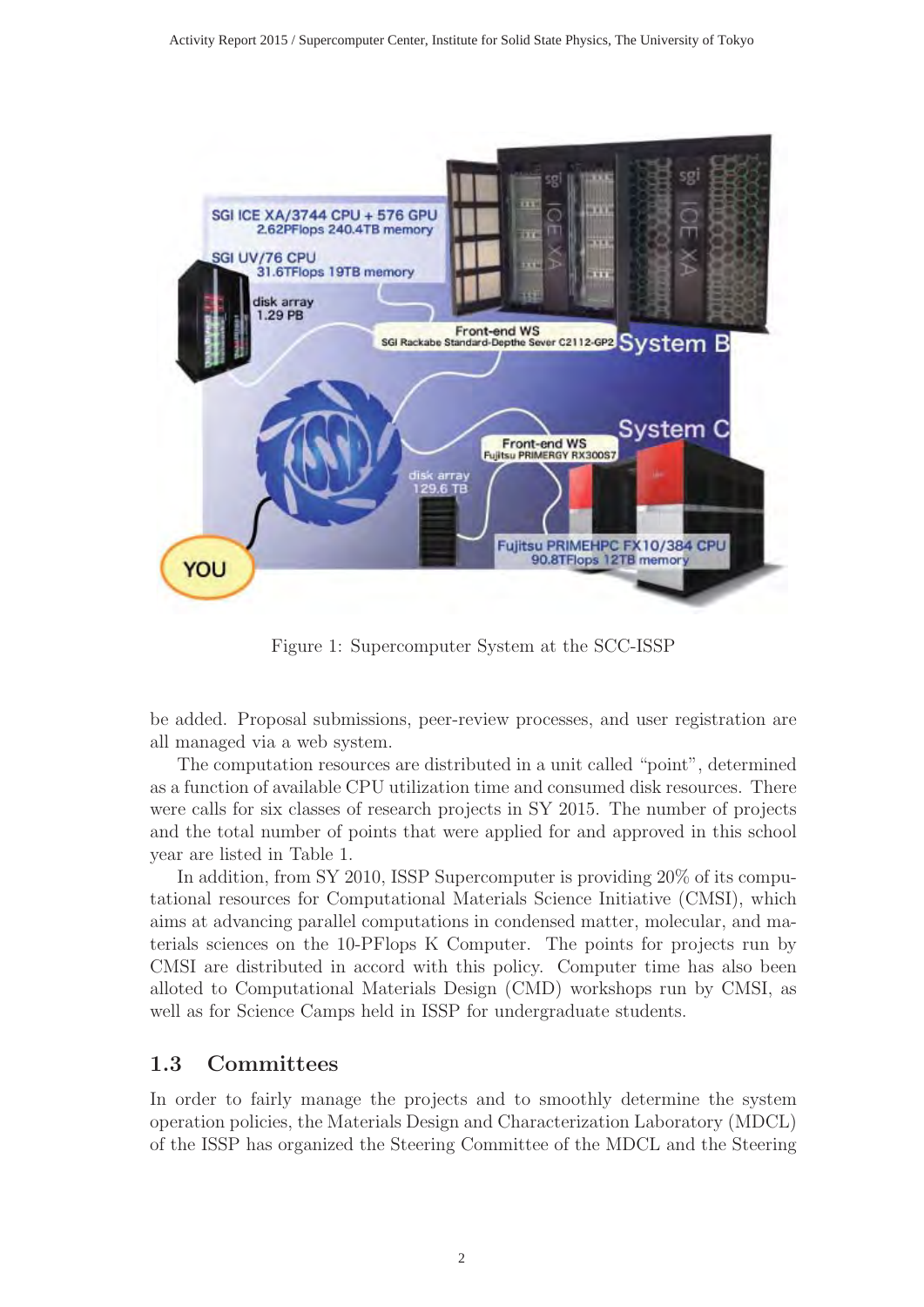Figure 1: Supercomputer System at the SCC-ISSP

be added. Proposal submissions, peer-review processes, and user registration are all managed via a web system.

The computation resources are distributed in a unit called "point", determined as a function of available CPU utilization time and consumed disk resources. There were calls for six classes of research projects in SY 2015. The number of projects and the total number of points that were applied for and approved in this school year are listed in Table 1.

In addition, from SY 2010, ISSP Supercomputer is providing 20% of its computational resources for Computational Materials Science Initiative (CMSI), which aims at advancing parallel computations in condensed matter, molecular, and materials sciences on the 10-PFlops K Computer. The points for projects run by CMSI are distributed in accord with this policy. Computer time has also been alloted to Computational Materials Design (CMD) workshops run by CMSI, as well as for Science Camps held in ISSP for undergraduate students.

## 1.3 Committees

In order to fairly manage the projects and to smoothly determine the system operation policies, the Materials Design and Characterization Laboratory (MDCL) of the ISSP has organized the Steering Committee of the MDCL and the Steering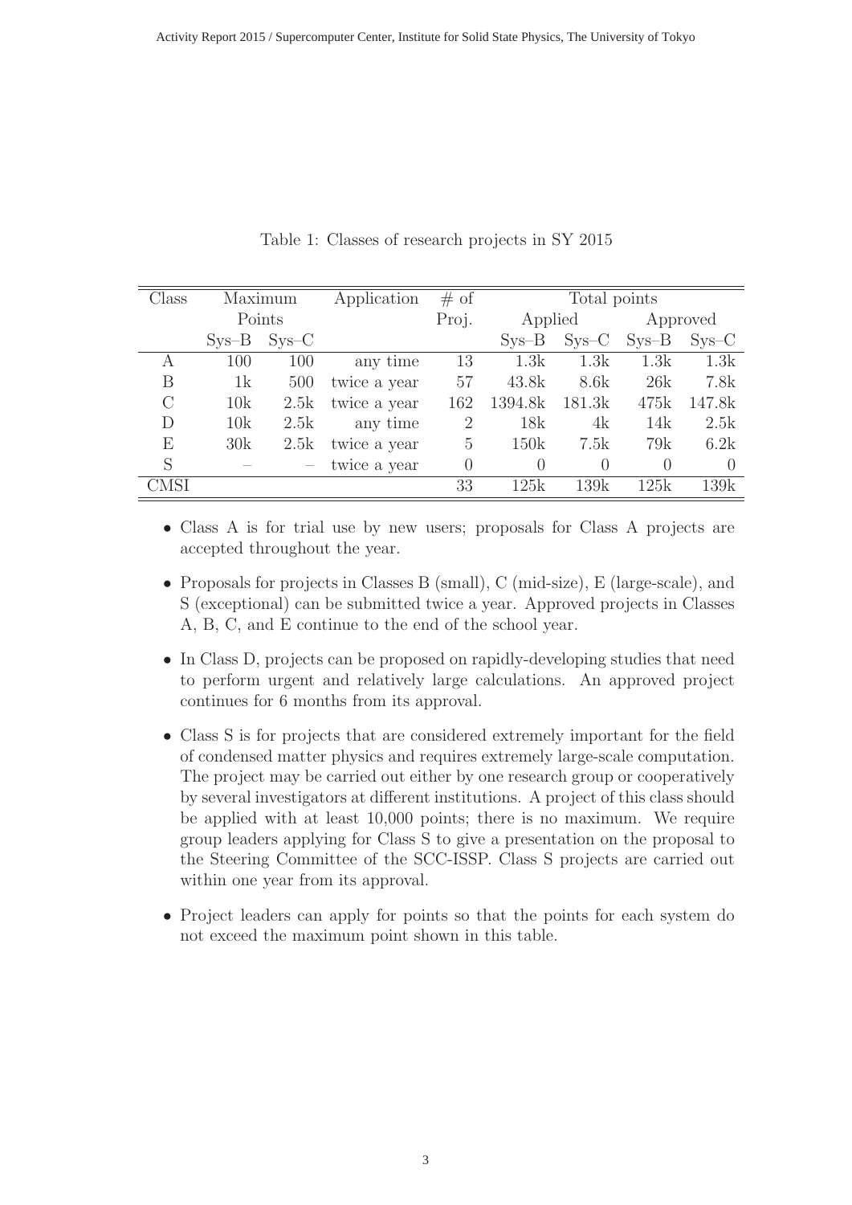Table 1: Classes of research projects in SY 2015

| Class | Maximum Points | | Application | # of Proj. | Total points | | | |
|---|---|---|---|---|---|---|---|---|
| | | | | | Applied | | Approved | |
| | Sys–B | Sys–C | | | Sys–B | Sys–C | Sys–B | Sys–C |
| A | 100 | 100 | any time | 13 | 1.3k | 1.3k | 1.3k | 1.3k |
| B | 1k | 500 | twice a year | 57 | 43.8k | 8.6k | 26k | 7.8k |
| C | 10k | 2.5k | twice a year | 162 | 1394.8k | 181.3k | 475k | 147.8k |
| D | 10k | 2.5k | any time | 2 | 18k | 4k | 14k | 2.5k |
| E | 30k | 2.5k | twice a year | 5 | 150k | 7.5k | 79k | 6.2k |
| S | – | – | twice a year | 0 | 0 | 0 | 0 | 0 |
| CMSI | | | | 33 | 125k | 139k | 125k | 139k |

- Class A is for trial use by new users; proposals for Class A projects are accepted throughout the year.
- Proposals for projects in Classes B (small), C (mid-size), E (large-scale), and S (exceptional) can be submitted twice a year. Approved projects in Classes A, B, C, and E continue to the end of the school year.
- In Class D, projects can be proposed on rapidly-developing studies that need to perform urgent and relatively large calculations. An approved project continues for 6 months from its approval.
- Class S is for projects that are considered extremely important for the field of condensed matter physics and requires extremely large-scale computation. The project may be carried out either by one research group or cooperatively by several investigators at different institutions. A project of this class should be applied with at least 10,000 points; there is no maximum. We require group leaders applying for Class S to give a presentation on the proposal to the Steering Committee of the SCC-ISSP. Class S projects are carried out within one year from its approval.
- Project leaders can apply for points so that the points for each system do not exceed the maximum point shown in this table.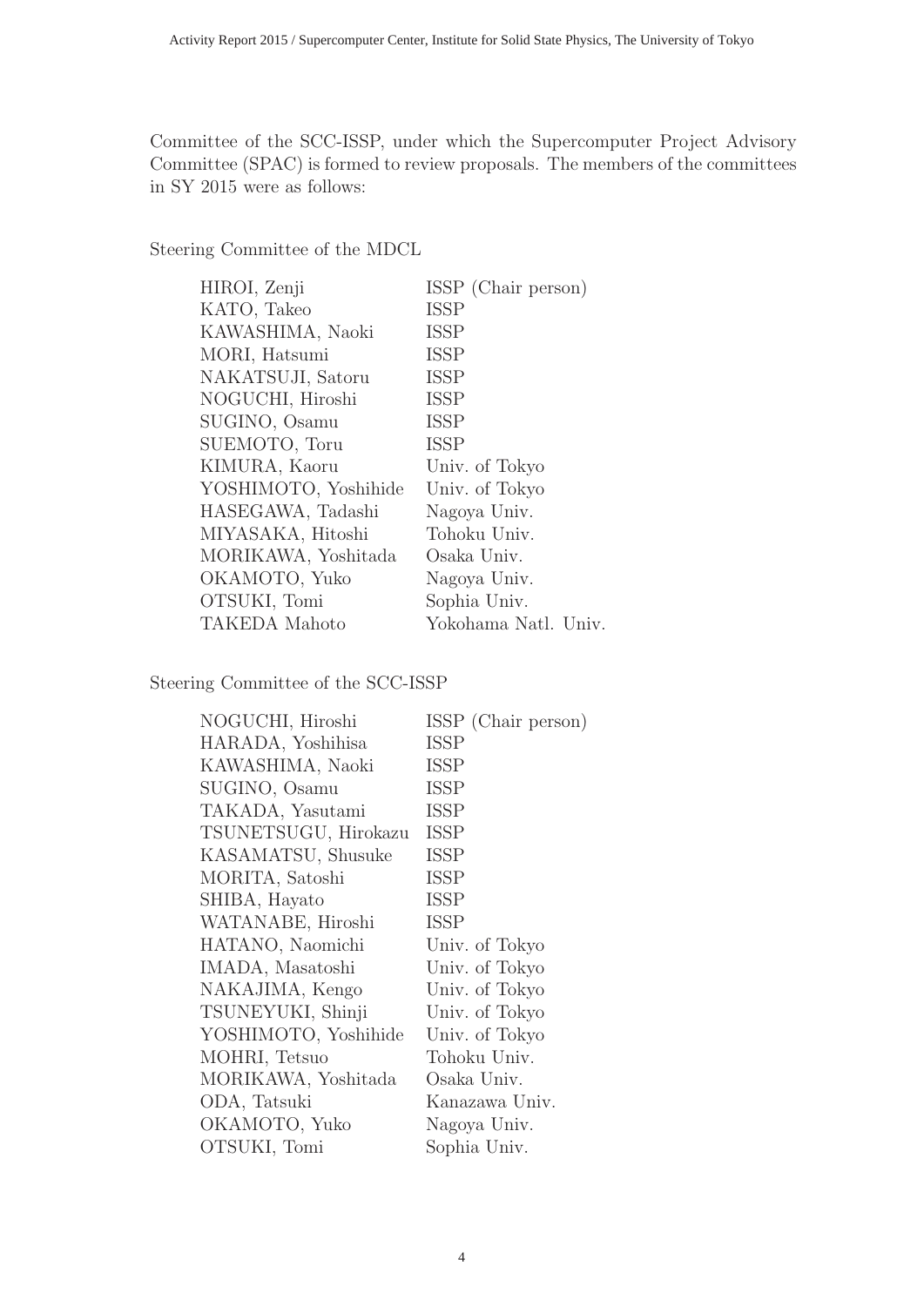Committee of the SCC-ISSP, under which the Supercomputer Project Advisory Committee (SPAC) is formed to review proposals. The members of the committees in SY 2015 were as follows:

Steering Committee of the MDCL

| | |
|---|---|
| HIROI, Zenji | ISSP (Chair person) |
| KATO, Takeo | ISSP |
| KAWASHIMA, Naoki | ISSP |
| MORI, Hatsumi | ISSP |
| NAKATSUJI, Satoru | ISSP |
| NOGUCHI, Hiroshi | ISSP |
| SUGINO, Osamu | ISSP |
| SUEMOTO, Toru | ISSP |
| KIMURA, Kaoru | Univ. of Tokyo |
| YOSHIMOTO, Yoshihide | Univ. of Tokyo |
| HASEGAWA, Tadashi | Nagoya Univ. |
| MIYASAKA, Hitoshi | Tohoku Univ. |
| MORIKAWA, Yoshitada | Osaka Univ. |
| OKAMOTO, Yuko | Nagoya Univ. |
| OTSUKI, Tomi | Sophia Univ. |
| TAKEDA Mahoto | Yokohama Natl. Univ. |

Steering Committee of the SCC-ISSP

| | |
|---|---|
| NOGUCHI, Hiroshi | ISSP (Chair person) |
| HARADA, Yoshihisa | ISSP |
| KAWASHIMA, Naoki | ISSP |
| SUGINO, Osamu | ISSP |
| TAKADA, Yasutami | ISSP |
| TSUNETSUGU, Hirokazu | ISSP |
| KASAMATSU, Shusuke | ISSP |
| MORITA, Satoshi | ISSP |
| SHIBA, Hayato | ISSP |
| WATANABE, Hiroshi | ISSP |
| HATANO, Naomichi | Univ. of Tokyo |
| IMADA, Masatoshi | Univ. of Tokyo |
| NAKAJIMA, Kengo | Univ. of Tokyo |
| TSUNEYUKI, Shinji | Univ. of Tokyo |
| YOSHIMOTO, Yoshihide | Univ. of Tokyo |
| MOHRI, Tetsuo | Tohoku Univ. |
| MORIKAWA, Yoshitada | Osaka Univ. |
| ODA, Tatsuki | Kanazawa Univ. |
| OKAMOTO, Yuko | Nagoya Univ. |
| OTSUKI, Tomi | Sophia Univ. |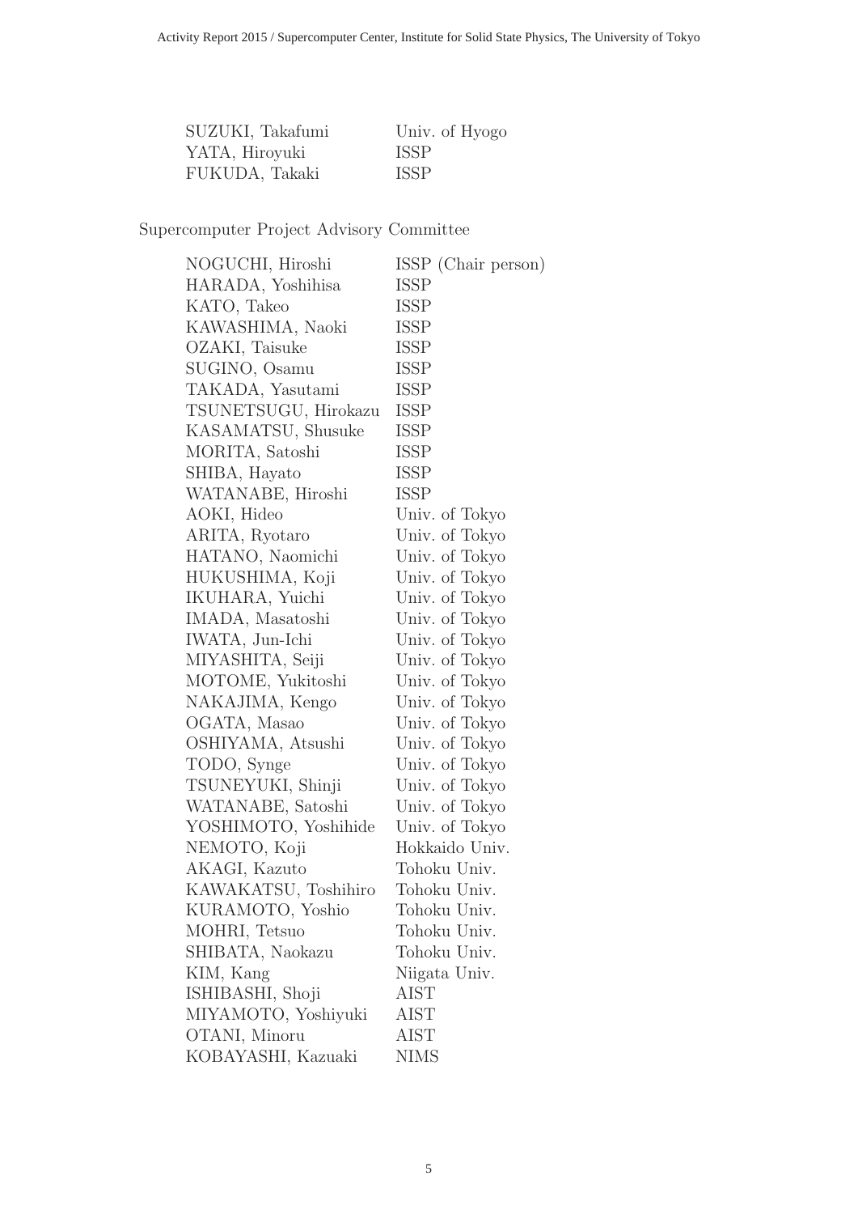| | |
|---|---|
| SUZUKI, Takafumi | Univ. of Hyogo |
| YATA, Hiroyuki | ISSP |
| FUKUDA, Takaki | ISSP |

Supercomputer Project Advisory Committee

| | |
|---|---|
| NOGUCHI, Hiroshi | ISSP (Chair person) |
| HARADA, Yoshihisa | ISSP |
| KATO, Takeo | ISSP |
| KAWASHIMA, Naoki | ISSP |
| OZAKI, Taisuke | ISSP |
| SUGINO, Osamu | ISSP |
| TAKADA, Yasutami | ISSP |
| TSUNETSUGU, Hirokazu | ISSP |
| KASAMATSU, Shusuke | ISSP |
| MORITA, Satoshi | ISSP |
| SHIBA, Hayato | ISSP |
| WATANABE, Hiroshi | ISSP |
| AOKI, Hideo | Univ. of Tokyo |
| ARITA, Ryotaro | Univ. of Tokyo |
| HATANO, Naomichi | Univ. of Tokyo |
| HUKUSHIMA, Koji | Univ. of Tokyo |
| IKUHARA, Yuichi | Univ. of Tokyo |
| IMADA, Masatoshi | Univ. of Tokyo |
| IWATA, Jun-Ichi | Univ. of Tokyo |
| MIYASHITA, Seiji | Univ. of Tokyo |
| MOTOME, Yukitoshi | Univ. of Tokyo |
| NAKAJIMA, Kengo | Univ. of Tokyo |
| OGATA, Masao | Univ. of Tokyo |
| OSHIYAMA, Atsushi | Univ. of Tokyo |
| TODO, Synge | Univ. of Tokyo |
| TSUNEYUKI, Shinji | Univ. of Tokyo |
| WATANABE, Satoshi | Univ. of Tokyo |
| YOSHIMOTO, Yoshihide | Univ. of Tokyo |
| NEMOTO, Koji | Hokkaido Univ. |
| AKAGI, Kazuto | Tohoku Univ. |
| KAWAKATSU, Toshihiro | Tohoku Univ. |
| KURAMOTO, Yoshio | Tohoku Univ. |
| MOHRI, Tetsuo | Tohoku Univ. |
| SHIBATA, Naokazu | Tohoku Univ. |
| KIM, Kang | Niigata Univ. |
| ISHIBASHI, Shoji | AIST |
| MIYAMOTO, Yoshiyuki | AIST |
| OTANI, Minoru | AIST |
| KOBAYASHI, Kazuaki | NIMS |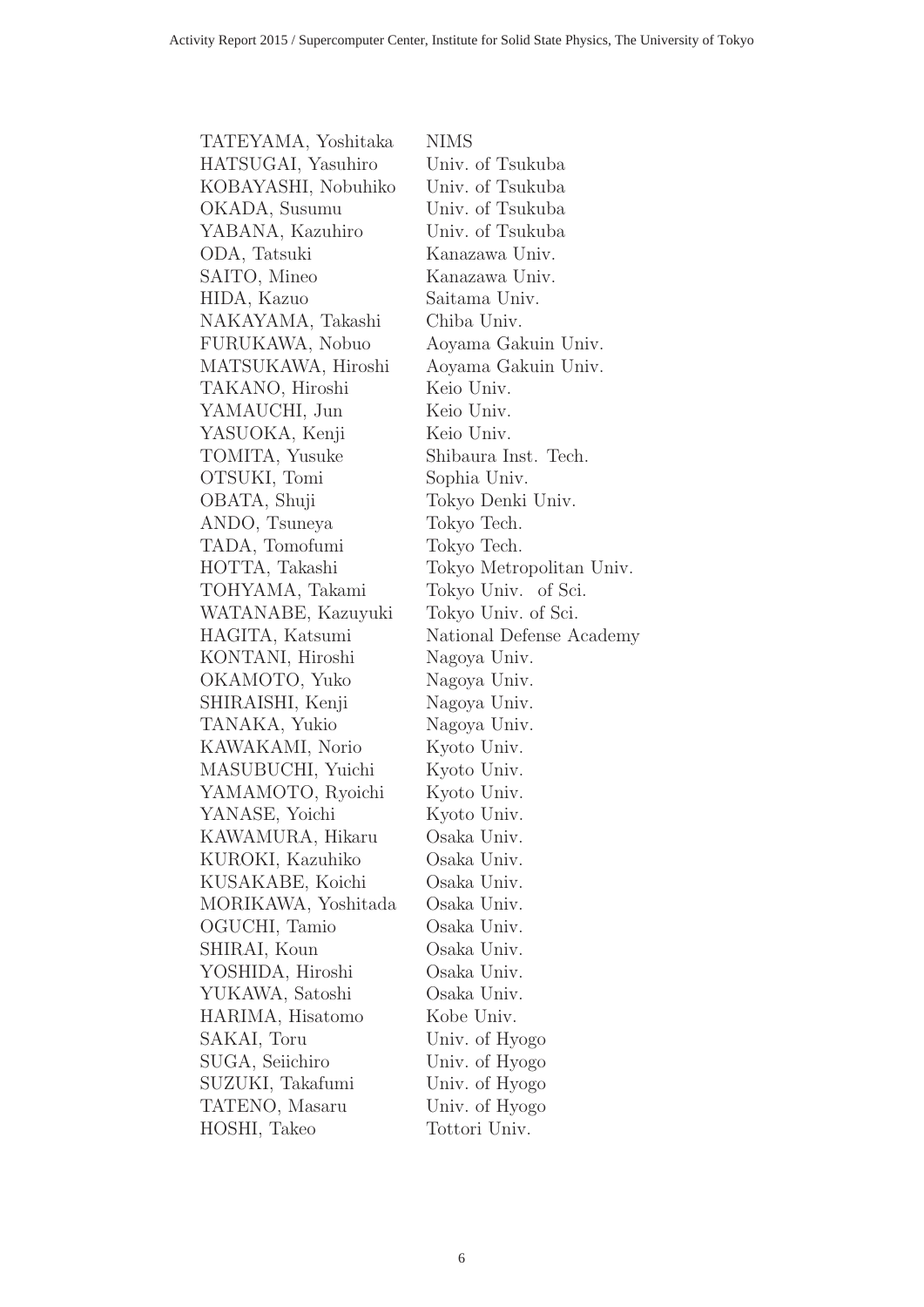| | |
|---|---|
| TATEYAMA, Yoshitaka | NIMS |
| HATSUGAI, Yasuhiro | Univ. of Tsukuba |
| KOBAYASHI, Nobuhiko | Univ. of Tsukuba |
| OKADA, Susumu | Univ. of Tsukuba |
| YABANA, Kazuhiro | Univ. of Tsukuba |
| ODA, Tatsuki | Kanazawa Univ. |
| SAITO, Mineo | Kanazawa Univ. |
| HIDA, Kazuo | Saitama Univ. |
| NAKAYAMA, Takashi | Chiba Univ. |
| FURUKAWA, Nobuo | Aoyama Gakuin Univ. |
| MATSUKAWA, Hiroshi | Aoyama Gakuin Univ. |
| TAKANO, Hiroshi | Keio Univ. |
| YAMAUCHI, Jun | Keio Univ. |
| YASUOKA, Kenji | Keio Univ. |
| TOMITA, Yusuke | Shibaura Inst. Tech. |
| OTSUKI, Tomi | Sophia Univ. |
| OBATA, Shuji | Tokyo Denki Univ. |
| ANDO, Tsuneya | Tokyo Tech. |
| TADA, Tomofumi | Tokyo Tech. |
| HOTTA, Takashi | Tokyo Metropolitan Univ. |
| TOHYAMA, Takami | Tokyo Univ. of Sci. |
| WATANABE, Kazuyuki | Tokyo Univ. of Sci. |
| HAGITA, Katsumi | National Defense Academy |
| KONTANI, Hiroshi | Nagoya Univ. |
| OKAMOTO, Yuko | Nagoya Univ. |
| SHIRAISHI, Kenji | Nagoya Univ. |
| TANAKA, Yukio | Nagoya Univ. |
| KAWAKAMI, Norio | Kyoto Univ. |
| MASUBUCHI, Yuichi | Kyoto Univ. |
| YAMAMOTO, Ryoichi | Kyoto Univ. |
| YANASE, Yoichi | Kyoto Univ. |
| KAWAMURA, Hikaru | Osaka Univ. |
| KUROKI, Kazuhiko | Osaka Univ. |
| KUSAKABE, Koichi | Osaka Univ. |
| MORIKAWA, Yoshitada | Osaka Univ. |
| OGUCHI, Tamio | Osaka Univ. |
| SHIRAI, Koun | Osaka Univ. |
| YOSHIDA, Hiroshi | Osaka Univ. |
| YUKAWA, Satoshi | Osaka Univ. |
| HARIMA, Hisatomo | Kobe Univ. |
| SAKAI, Toru | Univ. of Hyogo |
| SUGA, Seiichiro | Univ. of Hyogo |
| SUZUKI, Takafumi | Univ. of Hyogo |
| TATENO, Masaru | Univ. of Hyogo |
| HOSHI, Takeo | Tottori Univ. |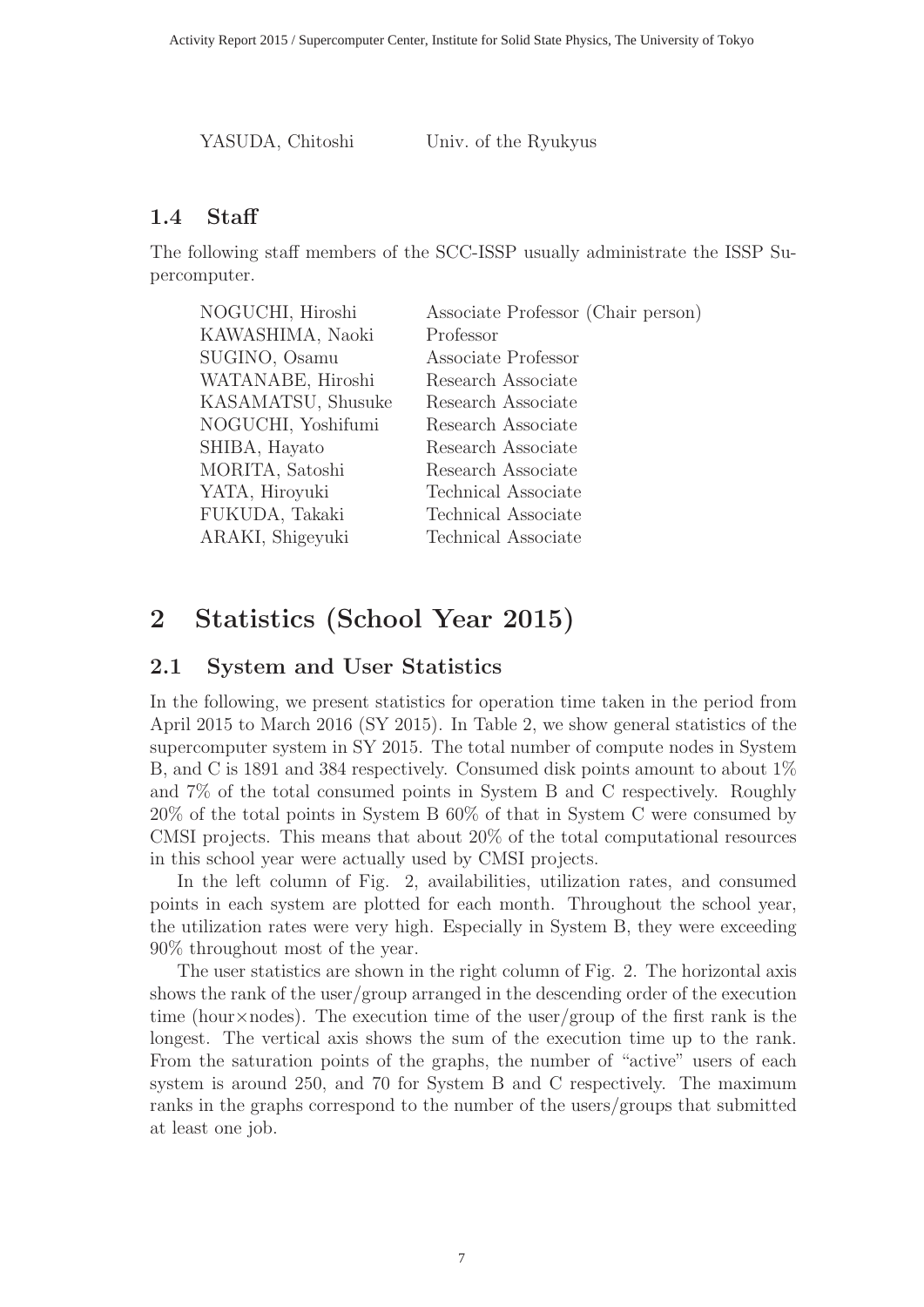| | |
|---|---|
| YASUDA, Chitoshi | Univ. of the Ryukyus |

### 1.4 Staff

The following staff members of the SCC-ISSP usually administrate the ISSP Supercomputer.

| | |
|---|---|
| NOGUCHI, Hiroshi | Associate Professor (Chair person) |
| KAWASHIMA, Naoki | Professor |
| SUGINO, Osamu | Associate Professor |
| WATANABE, Hiroshi | Research Associate |
| KASAMATSU, Shusuke | Research Associate |
| NOGUCHI, Yoshifumi | Research Associate |
| SHIBA, Hayato | Research Associate |
| MORITA, Satoshi | Research Associate |
| YATA, Hiroyuki | Technical Associate |
| FUKUDA, Takaki | Technical Associate |
| ARAKI, Shigeyuki | Technical Associate |

## 2 Statistics (School Year 2015)

### 2.1 System and User Statistics

In the following, we present statistics for operation time taken in the period from April 2015 to March 2016 (SY 2015). In Table 2, we show general statistics of the supercomputer system in SY 2015. The total number of compute nodes in System B, and C is 1891 and 384 respectively. Consumed disk points amount to about 1% and 7% of the total consumed points in System B and C respectively. Roughly 20% of the total points in System B 60% of that in System C were consumed by CMSI projects. This means that about 20% of the total computational resources in this school year were actually used by CMSI projects.

In the left column of Fig. 2, availabilities, utilization rates, and consumed points in each system are plotted for each month. Throughout the school year, the utilization rates were very high. Especially in System B, they were exceeding 90% throughout most of the year.

The user statistics are shown in the right column of Fig. 2. The horizontal axis shows the rank of the user/group arranged in the descending order of the execution time (hour×nodes). The execution time of the user/group of the first rank is the longest. The vertical axis shows the sum of the execution time up to the rank. From the saturation points of the graphs, the number of "active" users of each system is around 250, and 70 for System B and C respectively. The maximum ranks in the graphs correspond to the number of the users/groups that submitted at least one job.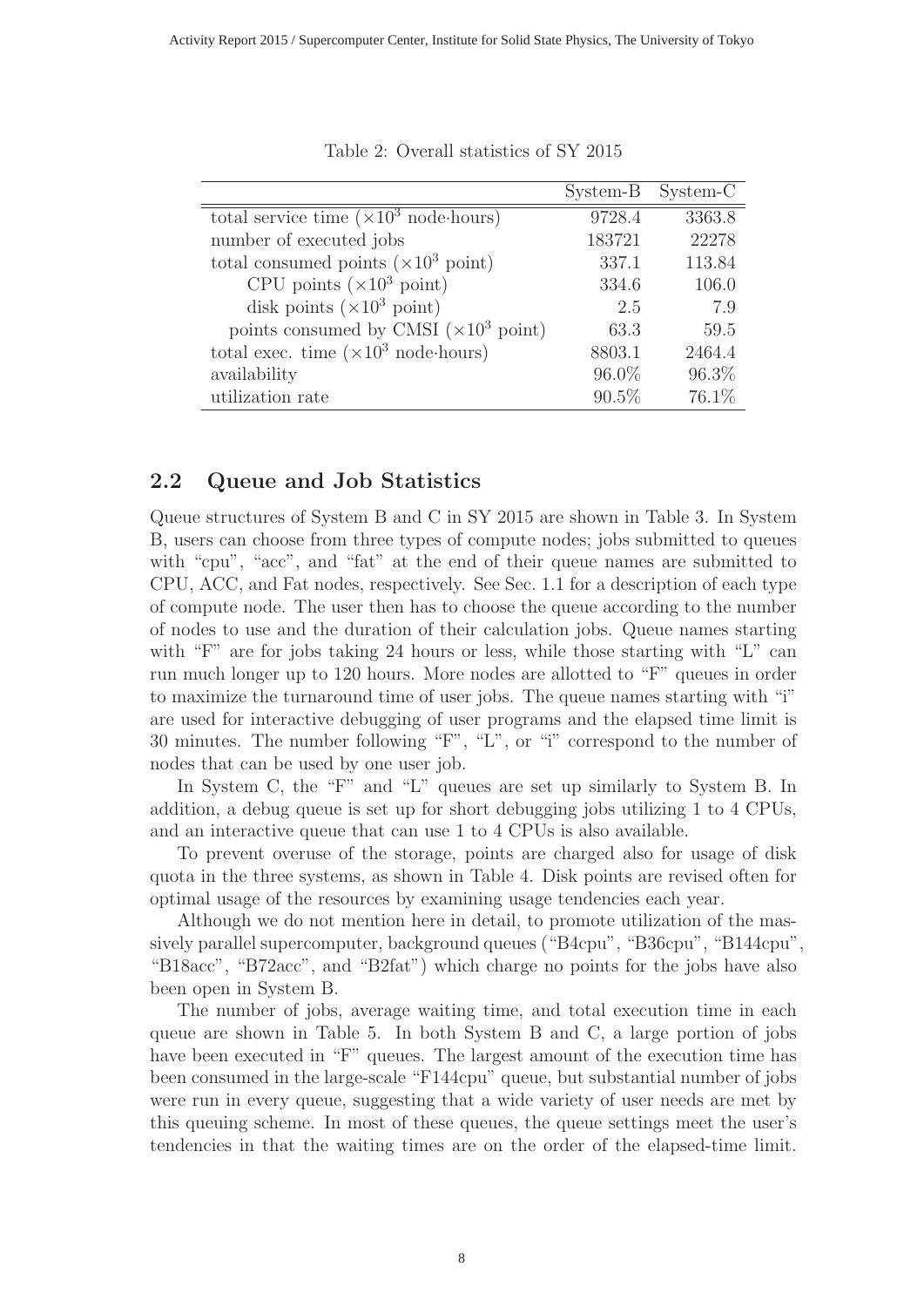Table 2: Overall statistics of SY 2015

| | System-B | System-C |
|---|---|---|
| total service time ($\times 10^3$ node·hours) | 9728.4 | 3363.8 |
| number of executed jobs | 183721 | 22278 |
| total consumed points ($\times 10^3$ point) | 337.1 | 113.84 |
| CPU points ($\times 10^3$ point) | 334.6 | 106.0 |
| disk points ($\times 10^3$ point) | 2.5 | 7.9 |
| points consumed by CMSI ($\times 10^3$ point) | 63.3 | 59.5 |
| total exec. time ($\times 10^3$ node·hours) | 8803.1 | 2464.4 |
| availability | 96.0% | 96.3% |
| utilization rate | 90.5% | 76.1% |

## 2.2 Queue and Job Statistics

Queue structures of System B and C in SY 2015 are shown in Table 3. In System B, users can choose from three types of compute nodes; jobs submitted to queues with "cpu", "acc", and "fat" at the end of their queue names are submitted to CPU, ACC, and Fat nodes, respectively. See Sec. 1.1 for a description of each type of compute node. The user then has to choose the queue according to the number of nodes to use and the duration of their calculation jobs. Queue names starting with "F" are for jobs taking 24 hours or less, while those starting with "L" can run much longer up to 120 hours. More nodes are allotted to "F" queues in order to maximize the turnaround time of user jobs. The queue names starting with "i" are used for interactive debugging of user programs and the elapsed time limit is 30 minutes. The number following "F", "L", or "i" correspond to the number of nodes that can be used by one user job.

In System C, the "F" and "L" queues are set up similarly to System B. In addition, a debug queue is set up for short debugging jobs utilizing 1 to 4 CPUs, and an interactive queue that can use 1 to 4 CPUs is also available.

To prevent overuse of the storage, points are charged also for usage of disk quota in the three systems, as shown in Table 4. Disk points are revised often for optimal usage of the resources by examining usage tendencies each year.

Although we do not mention here in detail, to promote utilization of the massively parallel supercomputer, background queues ("B4cpu", "B36cpu", "B144cpu", "B18acc", "B72acc", and "B2fat") which charge no points for the jobs have also been open in System B.

The number of jobs, average waiting time, and total execution time in each queue are shown in Table 5. In both System B and C, a large portion of jobs have been executed in "F" queues. The largest amount of the execution time has been consumed in the large-scale "F144cpu" queue, but substantial number of jobs were run in every queue, suggesting that a wide variety of user needs are met by this queuing scheme. In most of these queues, the queue settings meet the user's tendencies in that the waiting times are on the order of the elapsed-time limit.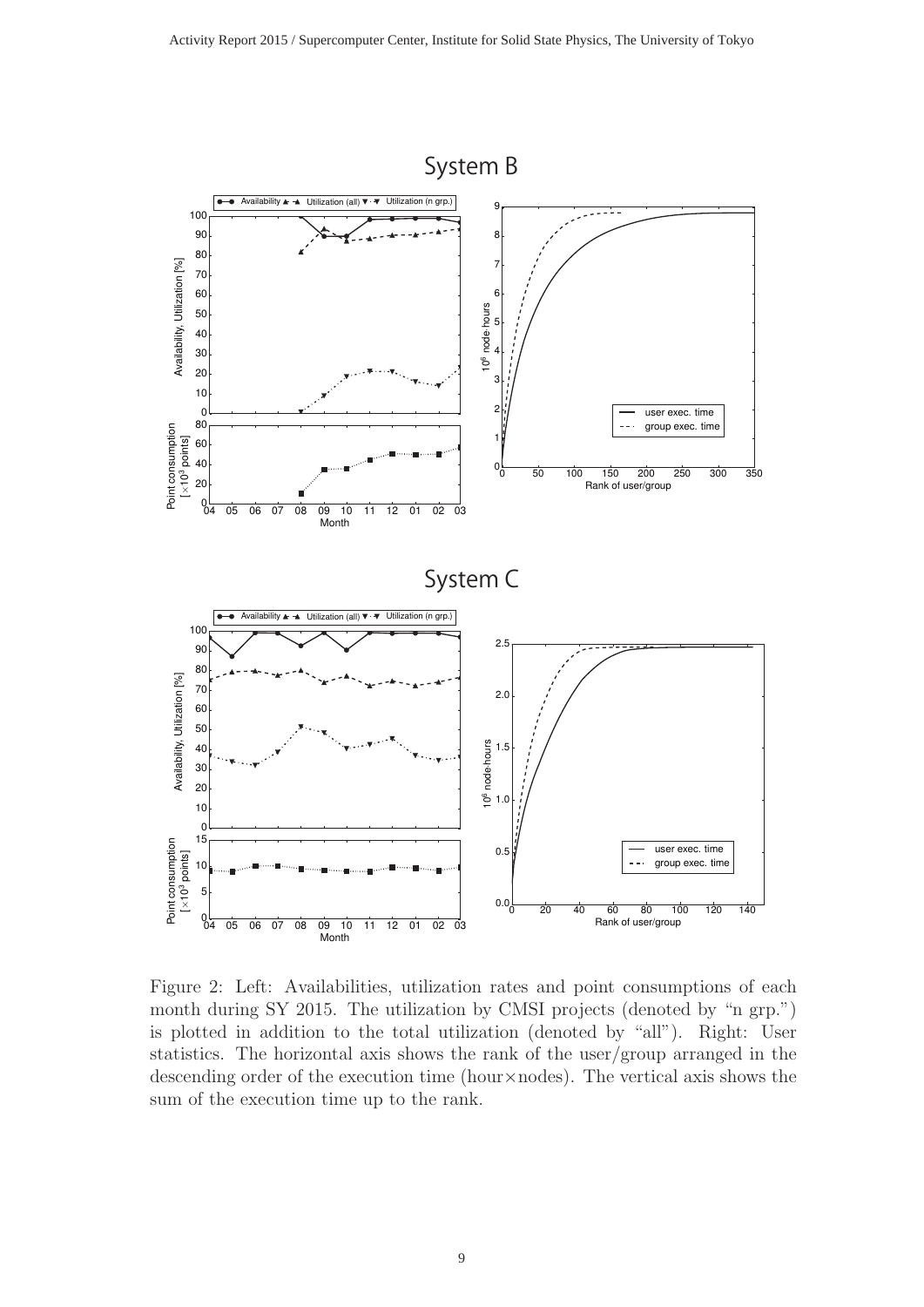System B

System C

Figure 2: Left: Availabilities, utilization rates and point consumptions of each month during SY 2015. The utilization by CMSI projects (denoted by "n grp.") is plotted in addition to the total utilization (denoted by "all"). Right: User statistics. The horizontal axis shows the rank of the user/group arranged in the descending order of the execution time (hour×nodes). The vertical axis shows the sum of the execution time up to the rank.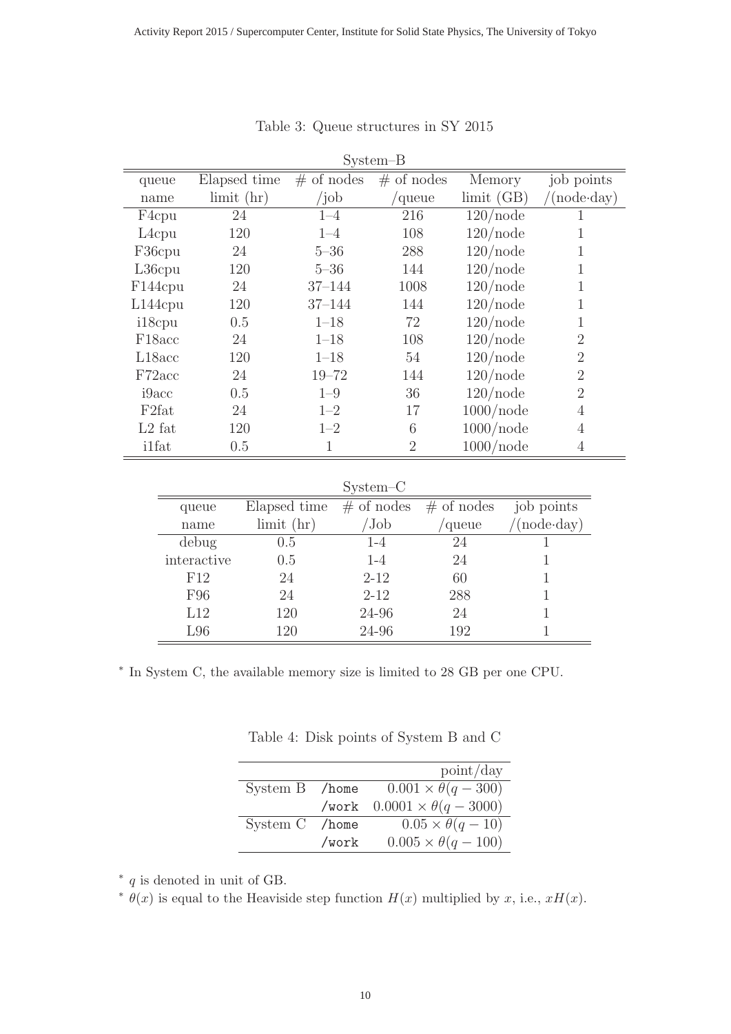Table 3: Queue structures in SY 2015

System–B

| queue name | Elapsed time limit (hr) | # of nodes /job | # of nodes /queue | Memory limit (GB) | job points /(node·day) |
|---|---|---|---|---|---|
| F4cpu | 24 | 1–4 | 216 | 120/node | 1 |
| L4cpu | 120 | 1–4 | 108 | 120/node | 1 |
| F36cpu | 24 | 5–36 | 288 | 120/node | 1 |
| L36cpu | 120 | 5–36 | 144 | 120/node | 1 |
| F144cpu | 24 | 37–144 | 1008 | 120/node | 1 |
| L144cpu | 120 | 37–144 | 144 | 120/node | 1 |
| i18cpu | 0.5 | 1–18 | 72 | 120/node | 1 |
| F18acc | 24 | 1–18 | 108 | 120/node | 2 |
| L18acc | 120 | 1–18 | 54 | 120/node | 2 |
| F72acc | 24 | 19–72 | 144 | 120/node | 2 |
| i9acc | 0.5 | 1–9 | 36 | 120/node | 2 |
| F2fat | 24 | 1–2 | 17 | 1000/node | 4 |
| L2 fat | 120 | 1–2 | 6 | 1000/node | 4 |
| i1fat | 0.5 | 1 | 2 | 1000/node | 4 |

System–C

| queue name | Elapsed time limit (hr) | # of nodes /Job | # of nodes /queue | job points /(node·day) |
|---|---|---|---|---|
| debug | 0.5 | 1-4 | 24 | 1 |
| interactive | 0.5 | 1-4 | 24 | 1 |
| F12 | 24 | 2-12 | 60 | 1 |
| F96 | 24 | 2-12 | 288 | 1 |
| L12 | 120 | 24-96 | 24 | 1 |
| L96 | 120 | 24-96 | 192 | 1 |

* In System C, the available memory size is limited to 28 GB per one CPU.

Table 4: Disk points of System B and C

| | | point/day |
|---|---|---|
| System B | /home | $0.001 \times \theta(q - 300)$ |
| | /work | $0.0001 \times \theta(q - 3000)$ |
| System C | /home | $0.05 \times \theta(q - 10)$ |
| | /work | $0.005 \times \theta(q - 100)$ |

* $q$ is denoted in unit of GB.

* $\theta(x)$ is equal to the Heaviside step function $H(x)$ multiplied by $x$, i.e., $xH(x)$.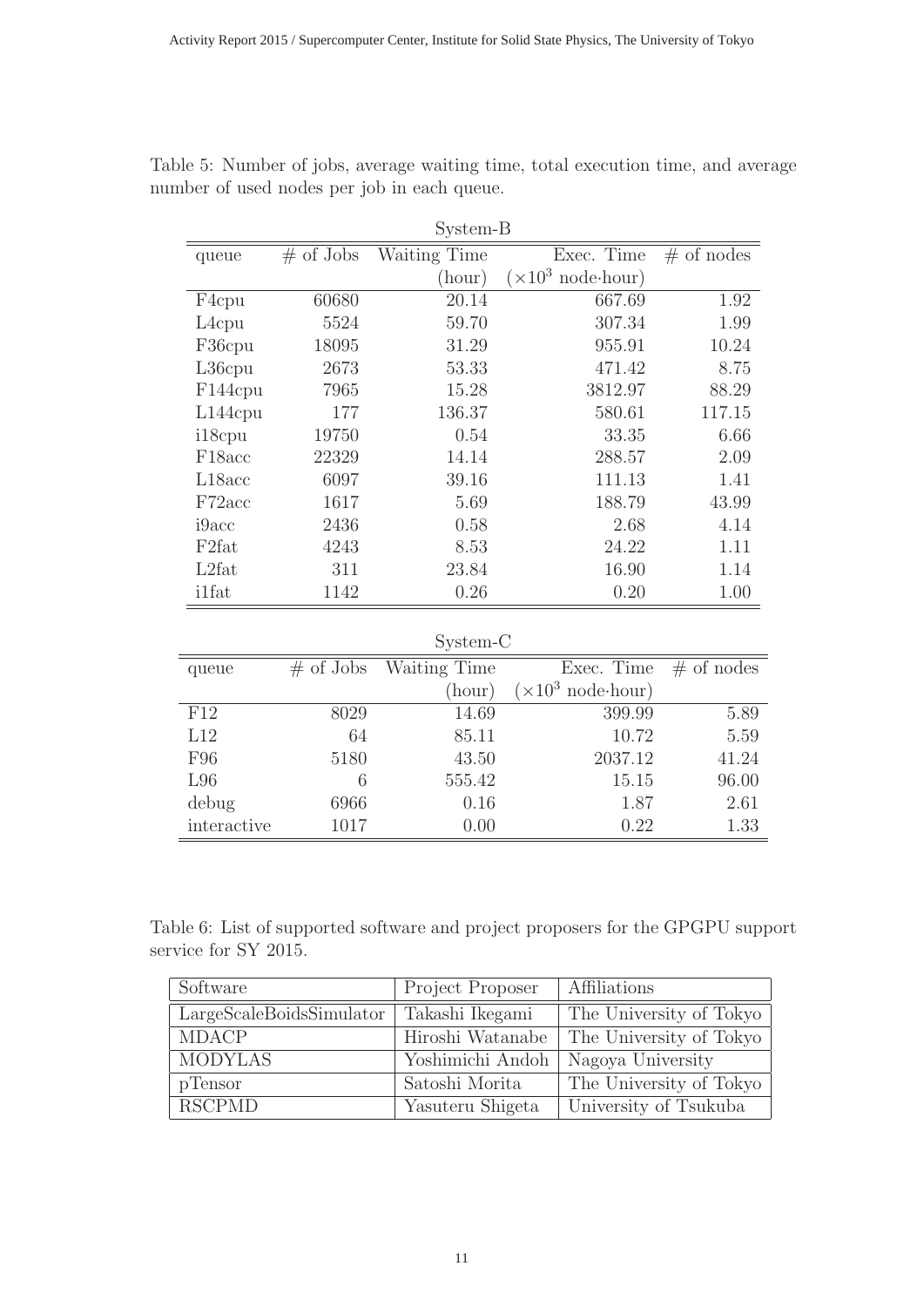Table 5: Number of jobs, average waiting time, total execution time, and average number of used nodes per job in each queue.

System-B

| queue | # of Jobs | Waiting Time (hour) | Exec. Time ($\times 10^3$ node·hour) | # of nodes |
|---|---|---|---|---|
| F4cpu | 60680 | 20.14 | 667.69 | 1.92 |
| L4cpu | 5524 | 59.70 | 307.34 | 1.99 |
| F36cpu | 18095 | 31.29 | 955.91 | 10.24 |
| L36cpu | 2673 | 53.33 | 471.42 | 8.75 |
| F144cpu | 7965 | 15.28 | 3812.97 | 88.29 |
| L144cpu | 177 | 136.37 | 580.61 | 117.15 |
| i18cpu | 19750 | 0.54 | 33.35 | 6.66 |
| F18acc | 22329 | 14.14 | 288.57 | 2.09 |
| L18acc | 6097 | 39.16 | 111.13 | 1.41 |
| F72acc | 1617 | 5.69 | 188.79 | 43.99 |
| i9acc | 2436 | 0.58 | 2.68 | 4.14 |
| F2fat | 4243 | 8.53 | 24.22 | 1.11 |
| L2fat | 311 | 23.84 | 16.90 | 1.14 |
| i1fat | 1142 | 0.26 | 0.20 | 1.00 |

System-C

| queue | # of Jobs | Waiting Time (hour) | Exec. Time ($\times 10^3$ node·hour) | # of nodes |
|---|---|---|---|---|
| F12 | 8029 | 14.69 | 399.99 | 5.89 |
| L12 | 64 | 85.11 | 10.72 | 5.59 |
| F96 | 5180 | 43.50 | 2037.12 | 41.24 |
| L96 | 6 | 555.42 | 15.15 | 96.00 |
| debug | 6966 | 0.16 | 1.87 | 2.61 |
| interactive | 1017 | 0.00 | 0.22 | 1.33 |

Table 6: List of supported software and project proposers for the GPGPU support service for SY 2015.

| Software | Project Proposer | Affiliations |
|---|---|---|
| LargeScaleBoidsSimulator | Takashi Ikegami | The University of Tokyo |
| MDACP | Hiroshi Watanabe | The University of Tokyo |
| MODYLAS | Yoshimichi Andoh | Nagoya University |
| pTensor | Satoshi Morita | The University of Tokyo |
| RSCPMD | Yasuteru Shigeta | University of Tsukuba |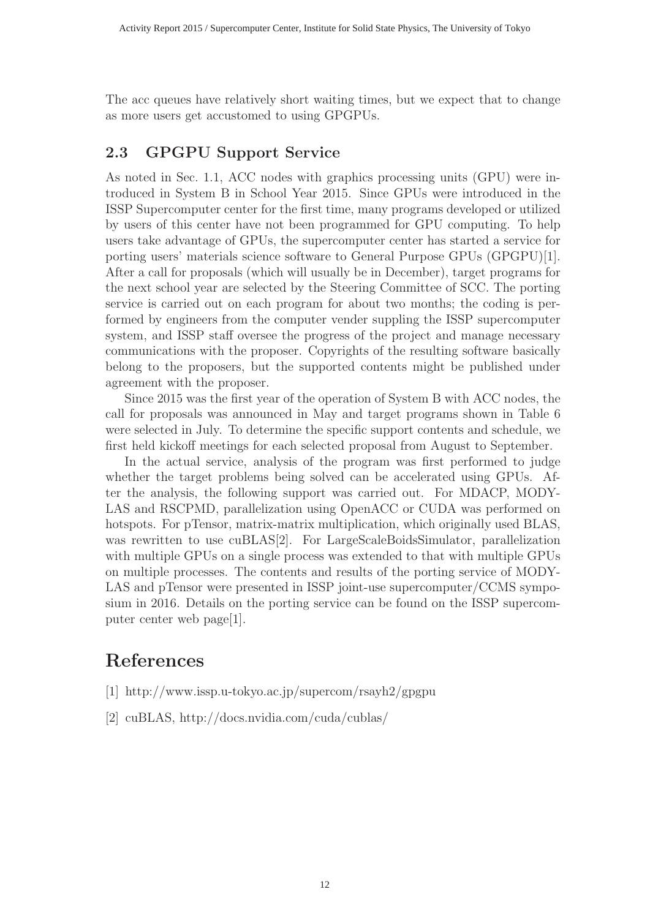The acc queues have relatively short waiting times, but we expect that to change as more users get accustomed to using GPGPUs.

## 2.3 GPGPU Support Service

As noted in Sec. 1.1, ACC nodes with graphics processing units (GPU) were introduced in System B in School Year 2015. Since GPUs were introduced in the ISSP Supercomputer center for the first time, many programs developed or utilized by users of this center have not been programmed for GPU computing. To help users take advantage of GPUs, the supercomputer center has started a service for porting users' materials science software to General Purpose GPUs (GPGPU)[1]. After a call for proposals (which will usually be in December), target programs for the next school year are selected by the Steering Committee of SCC. The porting service is carried out on each program for about two months; the coding is performed by engineers from the computer vender suppling the ISSP supercomputer system, and ISSP staff oversee the progress of the project and manage necessary communications with the proposer. Copyrights of the resulting software basically belong to the proposers, but the supported contents might be published under agreement with the proposer.

Since 2015 was the first year of the operation of System B with ACC nodes, the call for proposals was announced in May and target programs shown in Table 6 were selected in July. To determine the specific support contents and schedule, we first held kickoff meetings for each selected proposal from August to September.

In the actual service, analysis of the program was first performed to judge whether the target problems being solved can be accelerated using GPUs. After the analysis, the following support was carried out. For MDACP, MODYLAS and RSCPMD, parallelization using OpenACC or CUDA was performed on hotspots. For pTensor, matrix-matrix multiplication, which originally used BLAS, was rewritten to use cuBLAS[2]. For LargeScaleBoidsSimulator, parallelization with multiple GPUs on a single process was extended to that with multiple GPUs on multiple processes. The contents and results of the porting service of MODYLAS and pTensor were presented in ISSP joint-use supercomputer/CCMS symposium in 2016. Details on the porting service can be found on the ISSP supercomputer center web page[1].

# References

[1] http://www.issp.u-tokyo.ac.jp/supercom/rsayh2/gpgpu

[2] cuBLAS, http://docs.nvidia.com/cuda/cublas/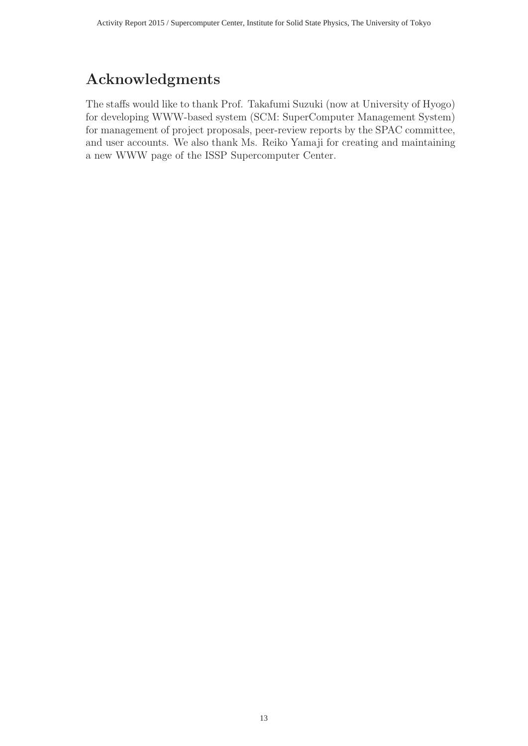# Acknowledgments

The staffs would like to thank Prof. Takafumi Suzuki (now at University of Hyogo) for developing WWW-based system (SCM: SuperComputer Management System) for management of project proposals, peer-review reports by the SPAC committee, and user accounts. We also thank Ms. Reiko Yamaji for creating and maintaining a new WWW page of the ISSP Supercomputer Center.